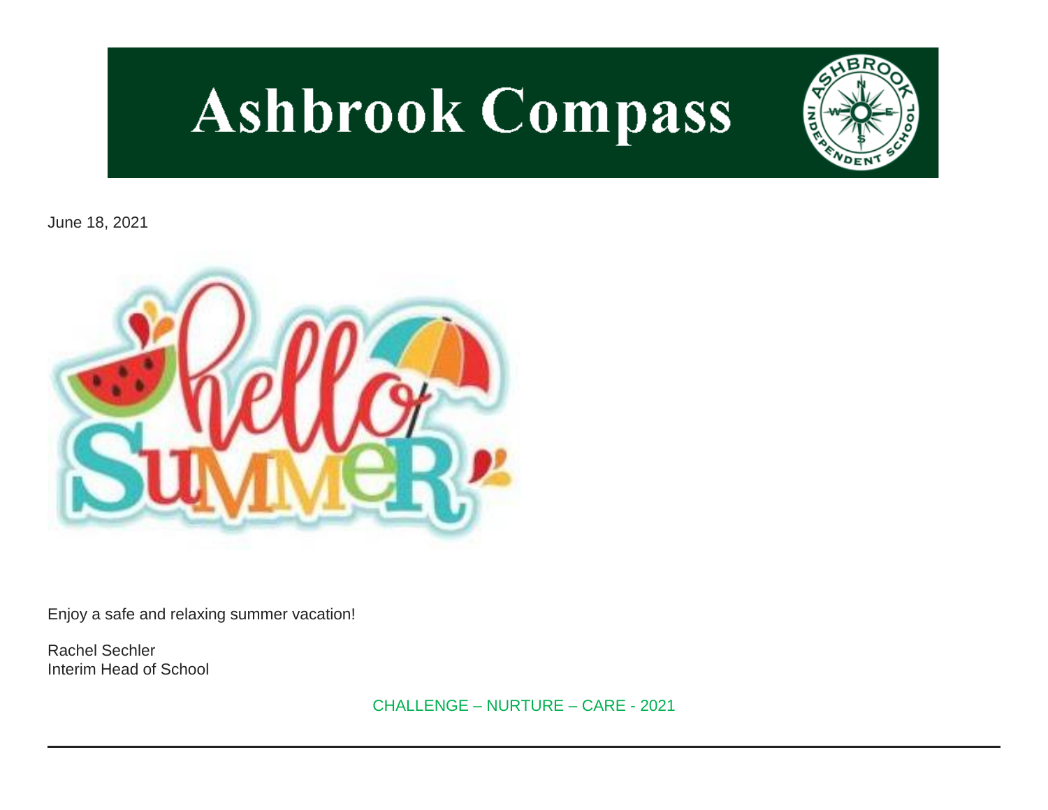# Ashbrook Compass

June 18, 2021

Enjoy a safe and relaxing summer vacation!

Rachel Sechler
Interim Head of School

CHALLENGE – NURTURE – CARE - 2021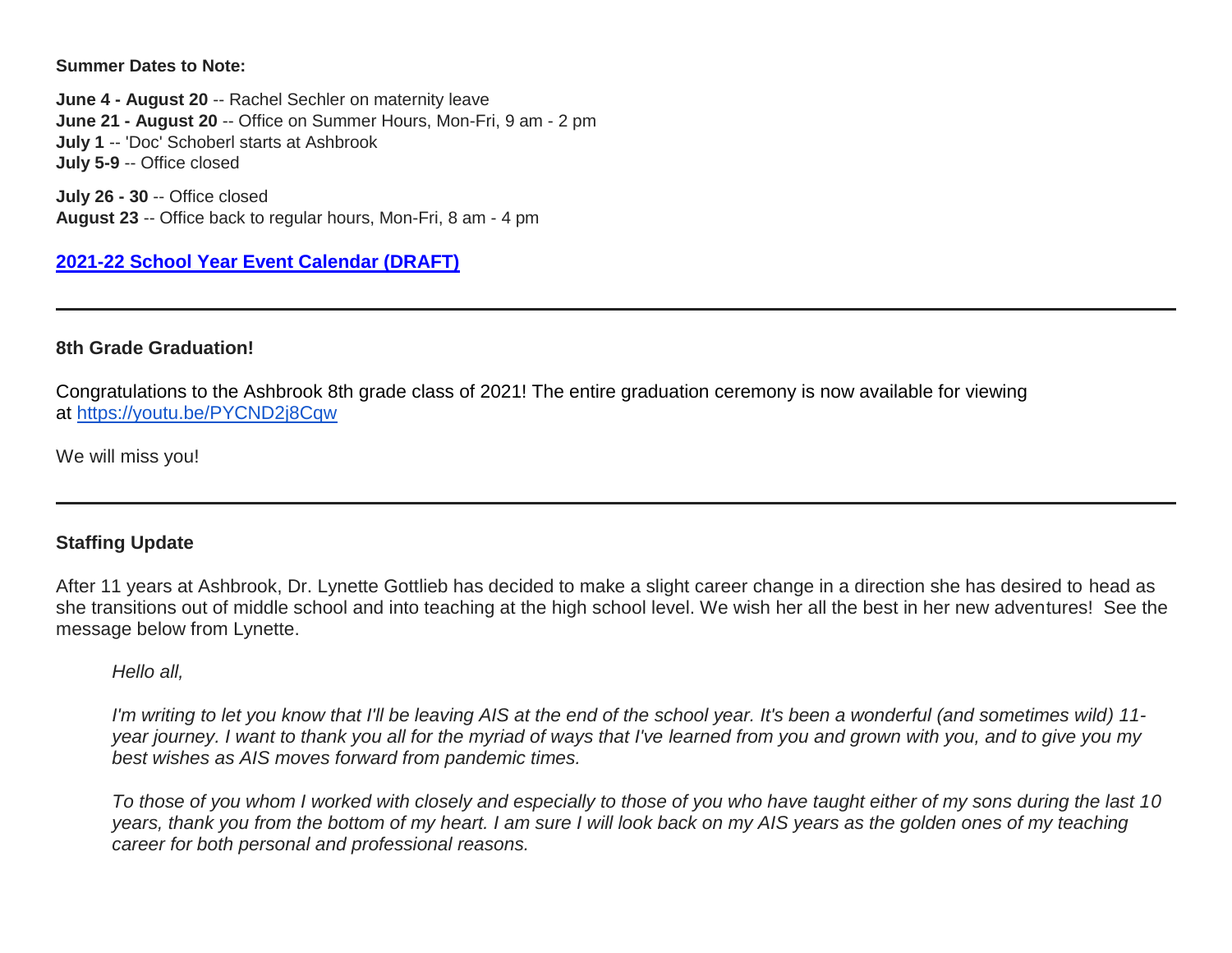**Summer Dates to Note:**

**June 4 - August 20** -- Rachel Sechler on maternity leave
**June 21 - August 20** -- Office on Summer Hours, Mon-Fri, 9 am - 2 pm
**July 1** -- 'Doc' Schoberl starts at Ashbrook
**July 5-9** -- Office closed

**July 26 - 30** -- Office closed
**August 23** -- Office back to regular hours, Mon-Fri, 8 am - 4 pm

**2021-22 School Year Event Calendar (DRAFT)**

---

**8th Grade Graduation!**

Congratulations to the Ashbrook 8th grade class of 2021! The entire graduation ceremony is now available for viewing at https://youtu.be/PYCND2j8Cqw

We will miss you!

---

**Staffing Update**

After 11 years at Ashbrook, Dr. Lynette Gottlieb has decided to make a slight career change in a direction she has desired to head as she transitions out of middle school and into teaching at the high school level. We wish her all the best in her new adventures! See the message below from Lynette.

> *Hello all,*
>
> *I'm writing to let you know that I'll be leaving AIS at the end of the school year. It's been a wonderful (and sometimes wild) 11-year journey. I want to thank you all for the myriad of ways that I've learned from you and grown with you, and to give you my best wishes as AIS moves forward from pandemic times.*
>
> *To those of you whom I worked with closely and especially to those of you who have taught either of my sons during the last 10 years, thank you from the bottom of my heart. I am sure I will look back on my AIS years as the golden ones of my teaching career for both personal and professional reasons.*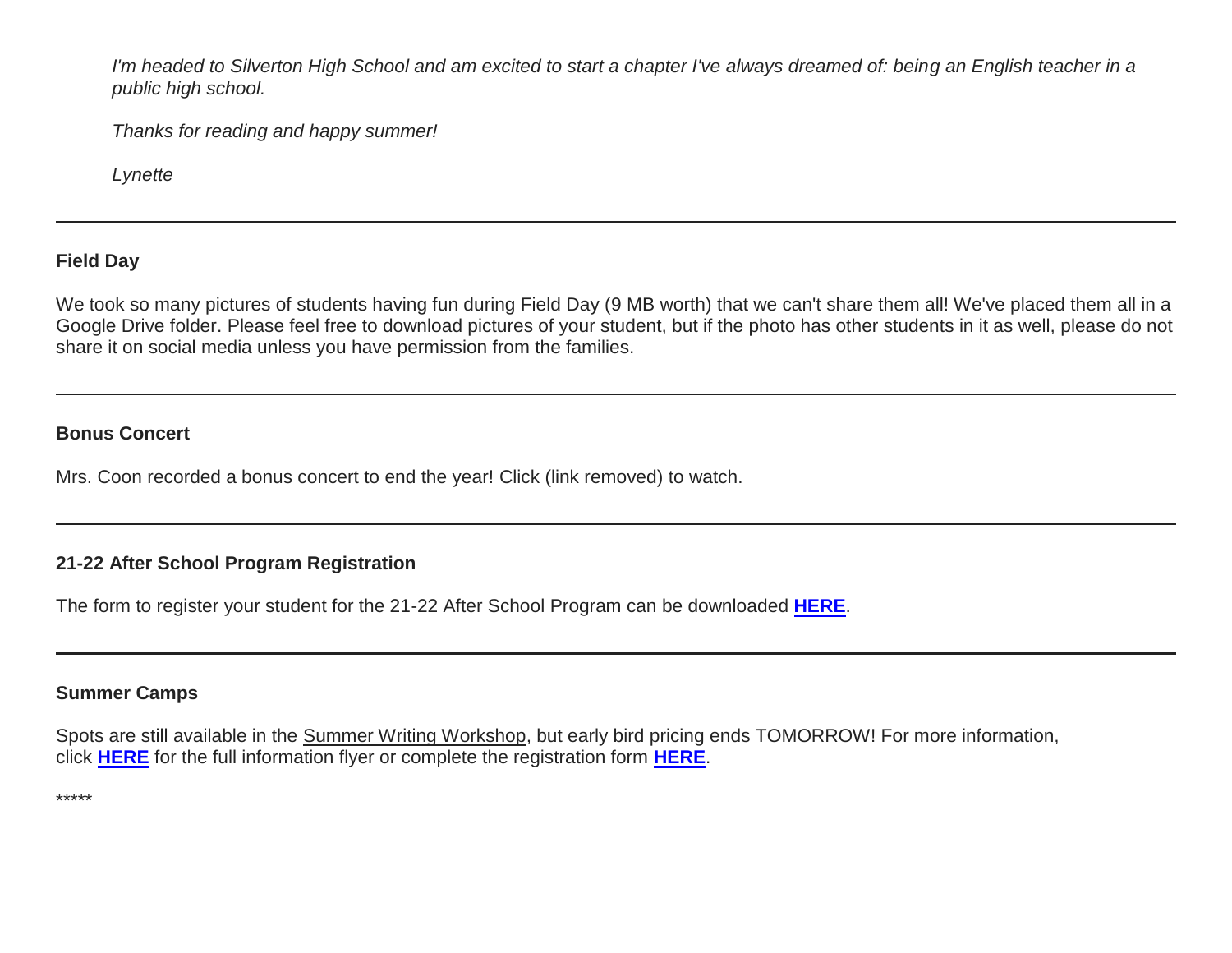*I'm headed to Silverton High School and am excited to start a chapter I've always dreamed of: being an English teacher in a public high school.*

*Thanks for reading and happy summer!*

*Lynette*

---

**Field Day**

We took so many pictures of students having fun during Field Day (9 MB worth) that we can't share them all! We've placed them all in a Google Drive folder. Please feel free to download pictures of your student, but if the photo has other students in it as well, please do not share it on social media unless you have permission from the families.

---

**Bonus Concert**

Mrs. Coon recorded a bonus concert to end the year! Click (link removed) to watch.

---

**21-22 After School Program Registration**

The form to register your student for the 21-22 After School Program can be downloaded **HERE**.

---

**Summer Camps**

Spots are still available in the Summer Writing Workshop, but early bird pricing ends TOMORROW! For more information, click **HERE** for the full information flyer or complete the registration form **HERE**.

*****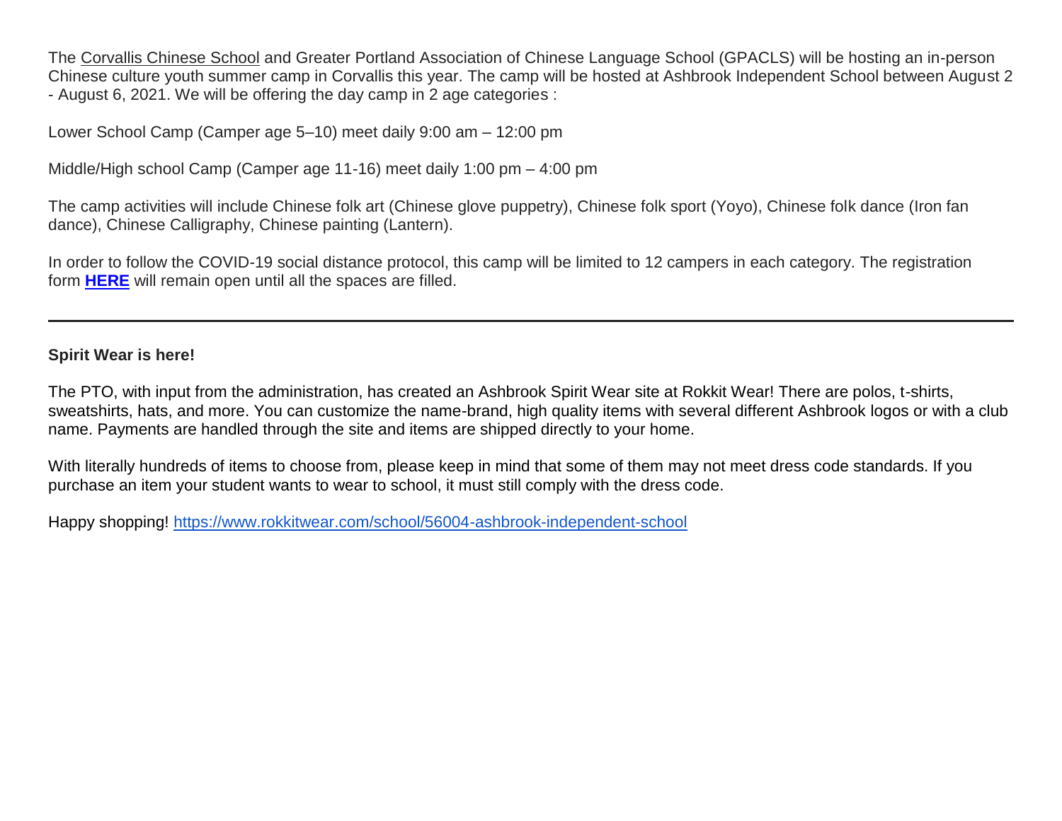The Corvallis Chinese School and Greater Portland Association of Chinese Language School (GPACLS) will be hosting an in-person Chinese culture youth summer camp in Corvallis this year. The camp will be hosted at Ashbrook Independent School between August 2 - August 6, 2021. We will be offering the day camp in 2 age categories :

Lower School Camp (Camper age 5–10) meet daily 9:00 am – 12:00 pm

Middle/High school Camp (Camper age 11-16) meet daily 1:00 pm – 4:00 pm

The camp activities will include Chinese folk art (Chinese glove puppetry), Chinese folk sport (Yoyo), Chinese folk dance (Iron fan dance), Chinese Calligraphy, Chinese painting (Lantern).

In order to follow the COVID-19 social distance protocol, this camp will be limited to 12 campers in each category. The registration form **HERE** will remain open until all the spaces are filled.

---

**Spirit Wear is here!**

The PTO, with input from the administration, has created an Ashbrook Spirit Wear site at Rokkit Wear! There are polos, t-shirts, sweatshirts, hats, and more. You can customize the name-brand, high quality items with several different Ashbrook logos or with a club name. Payments are handled through the site and items are shipped directly to your home.

With literally hundreds of items to choose from, please keep in mind that some of them may not meet dress code standards. If you purchase an item your student wants to wear to school, it must still comply with the dress code.

Happy shopping! https://www.rokkitwear.com/school/56004-ashbrook-independent-school